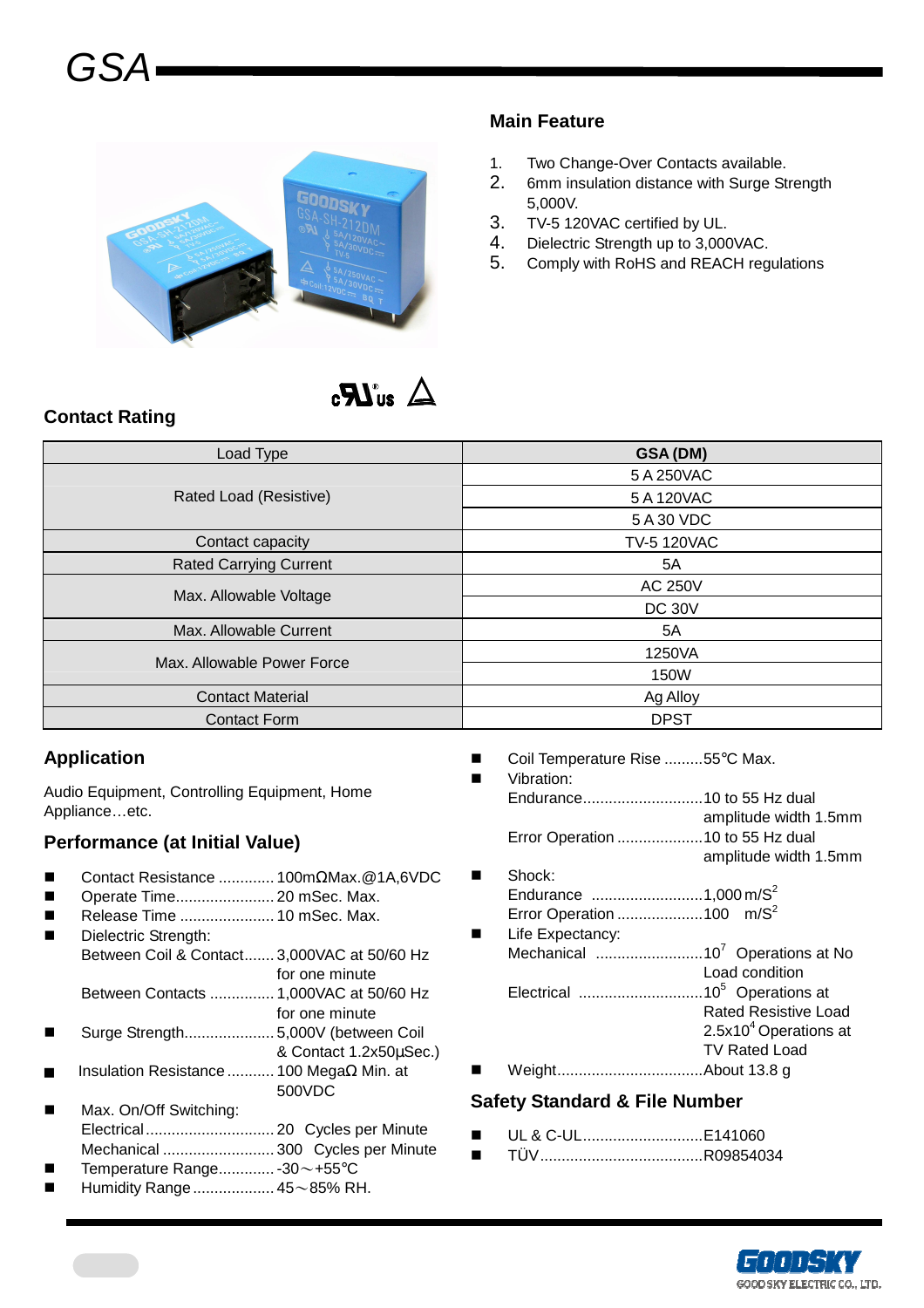# GSA

## Main Feature

1. Two Change-Over Contacts available.
2. 6mm insulation distance with Surge Strength 5,000V.
3. TV-5 120VAC certified by UL.
4. Dielectric Strength up to 3,000VAC.
5. Comply with RoHS and REACH regulations

## Contact Rating

| Load Type | GSA (DM) |
|---|---|
| Rated Load (Resistive) | 5 A 250VAC |
| | 5 A 120VAC |
| | 5 A 30 VDC |
| Contact capacity | TV-5 120VAC |
| Rated Carrying Current | 5A |
| Max. Allowable Voltage | AC 250V |
| | DC 30V |
| Max. Allowable Current | 5A |
| Max. Allowable Power Force | 1250VA |
| | 150W |
| Contact Material | Ag Alloy |
| Contact Form | DPST |

## Application

Audio Equipment, Controlling Equipment, Home Appliance…etc.

## Performance (at Initial Value)

- Contact Resistance ............. 100mΩMax.@1A,6VDC
- Operate Time....................... 20 mSec. Max.
- Release Time ...................... 10 mSec. Max.
- Dielectric Strength:
  Between Coil & Contact....... 3,000VAC at 50/60 Hz for one minute
  Between Contacts ............... 1,000VAC at 50/60 Hz for one minute
- Surge Strength..................... 5,000V (between Coil & Contact 1.2x50μSec.)
- Insulation Resistance ........... 100 MegaΩ Min. at 500VDC
- Max. On/Off Switching:
  Electrical .............................. 20 Cycles per Minute
  Mechanical .......................... 300 Cycles per Minute
- Temperature Range............. -30～+55℃
- Humidity Range ................... 45～85% RH.
- Coil Temperature Rise .........55℃ Max.
- Vibration:
  Endurance............................10 to 55 Hz dual amplitude width 1.5mm
  Error Operation ....................10 to 55 Hz dual amplitude width 1.5mm
- Shock:
  Endurance ..........................1,000 $m/S^2$
  Error Operation ....................100 $m/S^2$
- Life Expectancy:
  Mechanical .........................$10^7$ Operations at No Load condition
  Electrical .............................$10^5$ Operations at Rated Resistive Load
  $2.5x10^4$ Operations at TV Rated Load
- Weight..................................About 13.8 g

## Safety Standard & File Number

- UL & C-UL............................E141060
- TÜV......................................R09854034

GOODSKY
GOODSKY ELECTRIC CO., LTD.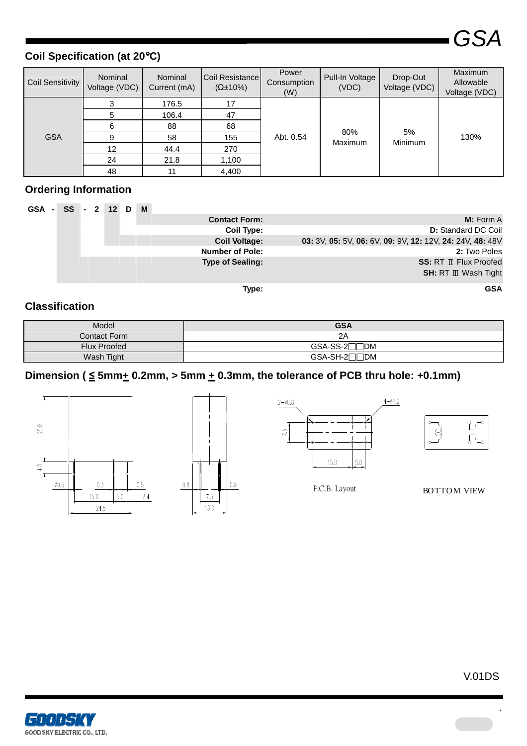## Coil Specification (at 20°C)

| Coil Sensitivity | Nominal Voltage (VDC) | Nominal Current (mA) | Coil Resistance (Ω±10%) | Power Consumption (W) | Pull-In Voltage (VDC) | Drop-Out Voltage (VDC) | Maximum Allowable Voltage (VDC) |
|---|---|---|---|---|---|---|---|
| GSA | 3 | 176.5 | 17 | Abt. 0.54 | 80% Maximum | 5% Minimum | 130% |
| | 5 | 106.4 | 47 | | | | |
| | 6 | 88 | 68 | | | | |
| | 9 | 58 | 155 | | | | |
| | 12 | 44.4 | 270 | | | | |
| | 24 | 21.8 | 1,100 | | | | |
| | 48 | 11 | 4,400 | | | | |

## Ordering Information

**GSA - SS - 2 12 D M**

| | |
|---|---|
| **Contact Form:** | **M:** Form A |
| **Coil Type:** | **D:** Standard DC Coil |
| **Coil Voltage:** | **03:** 3V, **05:** 5V, **06:** 6V, **09:** 9V, **12:** 12V, **24:** 24V, **48:** 48V |
| **Number of Pole:** | **2:** Two Poles |
| **Type of Sealing:** | **SS:** RT Ⅱ Flux Proofed<br>**SH:** RT Ⅲ Wash Tight |
| **Type:** | **GSA** |

## Classification

| Model | GSA |
|---|---|
| Contact Form | 2A |
| Flux Proofed | GSA-SS-2□□DM |
| Wash Tight | GSA-SH-2□□DM |

## Dimension ( ≦ 5mm± 0.2mm, > 5mm ± 0.3mm, the tolerance of PCB thru hole: +0.1mm)

25.0
4.0
ø0.5
0.3
0.5
15.0
5.0
2.4
24.5

0.8
0.8
7.5
13.0

2-ø0.8
4-ø1.2
7.5
15.0
5.0

P.C.B. Layout

BOTTOM VIEW

V.01DS